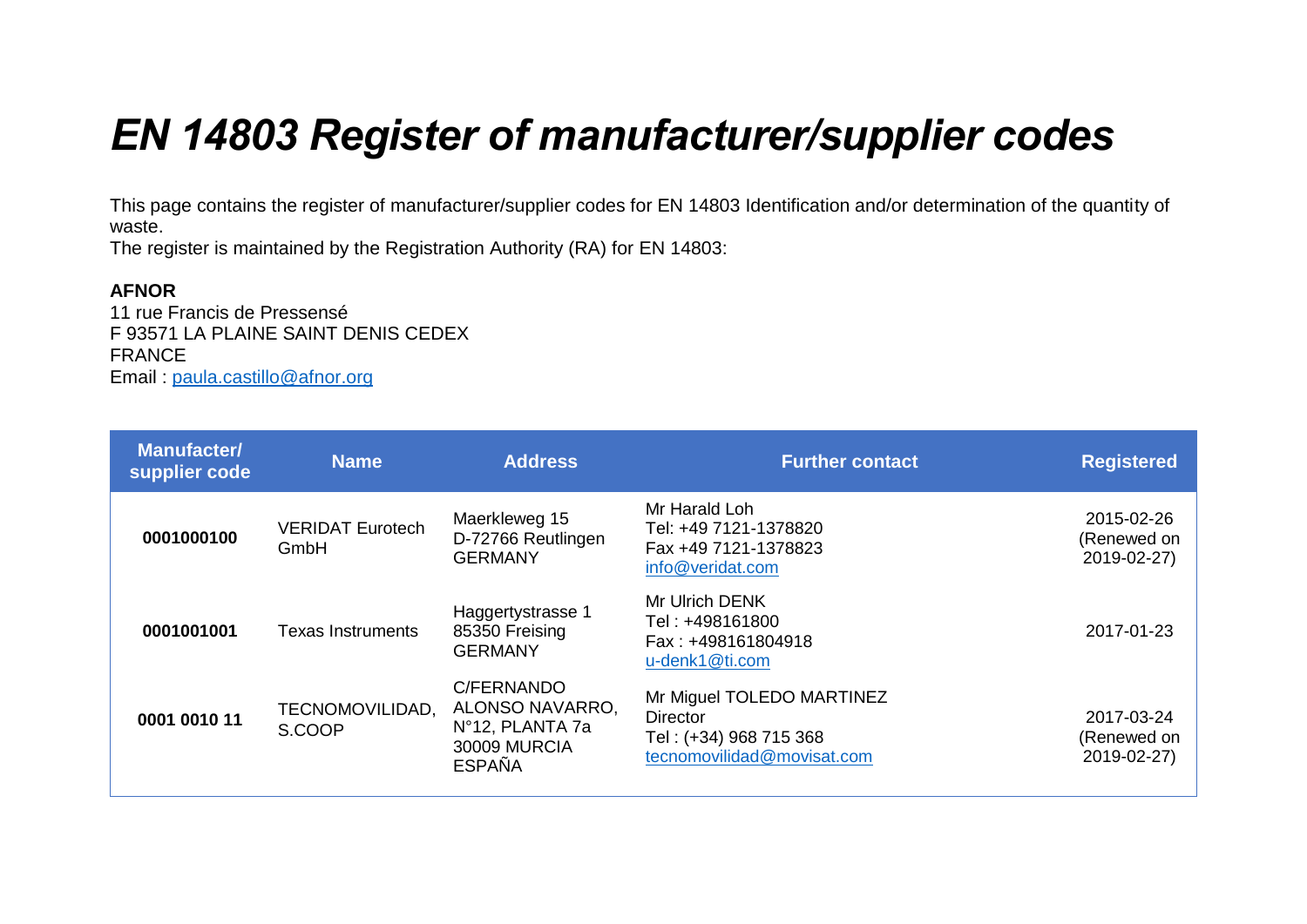# *EN 14803 Register of manufacturer/supplier codes*

This page contains the register of manufacturer/supplier codes for EN 14803 Identification and/or determination of the quantity of waste.
The register is maintained by the Registration Authority (RA) for EN 14803:

**AFNOR**
11 rue Francis de Pressensé
F 93571 LA PLAINE SAINT DENIS CEDEX
FRANCE
Email : paula.castillo@afnor.org

| Manufacter/ supplier code | Name | Address | Further contact | Registered |
|---|---|---|---|---|
| **0001000100** | VERIDAT Eurotech GmbH | Maerkleweg 15<br>D-72766 Reutlingen<br>GERMANY | Mr Harald Loh<br>Tel: +49 7121-1378820<br>Fax +49 7121-1378823<br>info@veridat.com | 2015-02-26<br>(Renewed on 2019-02-27) |
| **0001001001** | Texas Instruments | Haggertystrasse 1<br>85350 Freising<br>GERMANY | Mr Ulrich DENK<br>Tel : +498161800<br>Fax : +498161804918<br>u-denk1@ti.com | 2017-01-23 |
| **0001 0010 11** | TECNOMOVILIDAD, S.COOP | C/FERNANDO ALONSO NAVARRO, N°12, PLANTA 7a<br>30009 MURCIA<br>ESPAÑA | Mr Miguel TOLEDO MARTINEZ<br>Director<br>Tel : (+34) 968 715 368<br>tecnomovilidad@movisat.com | 2017-03-24<br>(Renewed on 2019-02-27) |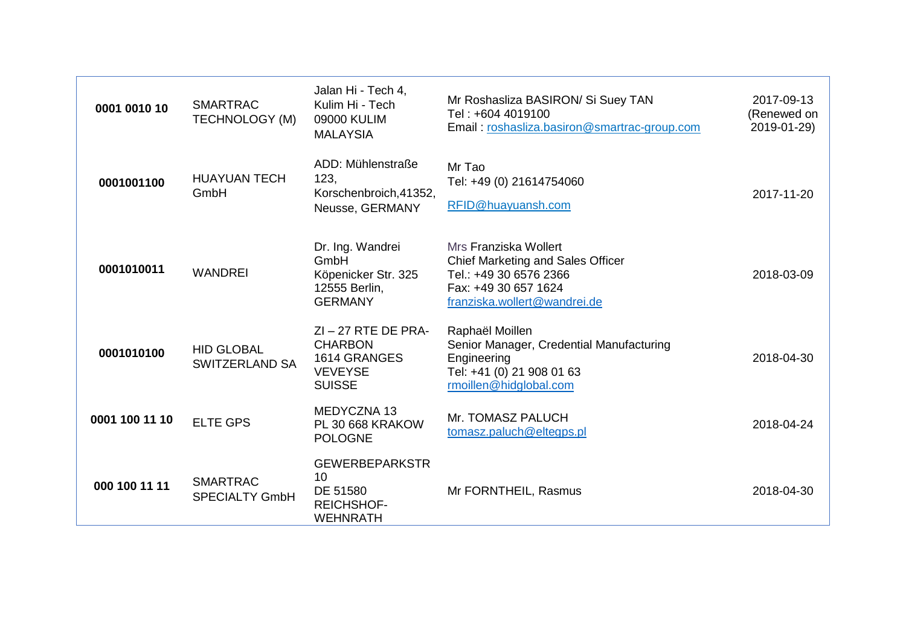| | | | | |
|---|---|---|---|---|
| **0001 0010 10** | SMARTRAC TECHNOLOGY (M) | Jalan Hi - Tech 4, Kulim Hi - Tech 09000 KULIM MALAYSIA | Mr Roshasliza BASIRON/ Si Suey TAN<br>Tel : +604 4019100<br>Email : roshasliza.basiron@smartrac-group.com | 2017-09-13 (Renewed on 2019-01-29) |
| **0001001100** | HUAYUAN TECH GmbH | ADD: Mühlenstraße 123, Korschenbroich,41352, Neusse, GERMANY | Mr Tao<br>Tel: +49 (0) 21614754060<br>RFID@huayuansh.com | 2017-11-20 |
| **0001010011** | WANDREI | Dr. Ing. Wandrei GmbH Köpenicker Str. 325 12555 Berlin, GERMANY | Mrs Franziska Wollert<br>Chief Marketing and Sales Officer<br>Tel.: +49 30 6576 2366<br>Fax: +49 30 657 1624<br>franziska.wollert@wandrei.de | 2018-03-09 |
| **0001010100** | HID GLOBAL SWITZERLAND SA | ZI – 27 RTE DE PRA-CHARBON 1614 GRANGES VEVEYSE SUISSE | Raphaël Moillen<br>Senior Manager, Credential Manufacturing Engineering<br>Tel: +41 (0) 21 908 01 63<br>rmoillen@hidglobal.com | 2018-04-30 |
| **0001 100 11 10** | ELTE GPS | MEDYCZNA 13 PL 30 668 KRAKOW POLOGNE | Mr. TOMASZ PALUCH<br>tomasz.paluch@eltegps.pl | 2018-04-24 |
| **000 100 11 11** | SMARTRAC SPECIALTY GmbH | GEWERBEPARKSTR 10 DE 51580 REICHSHOF-WEHNRATH | Mr FORNTHEIL, Rasmus | 2018-04-30 |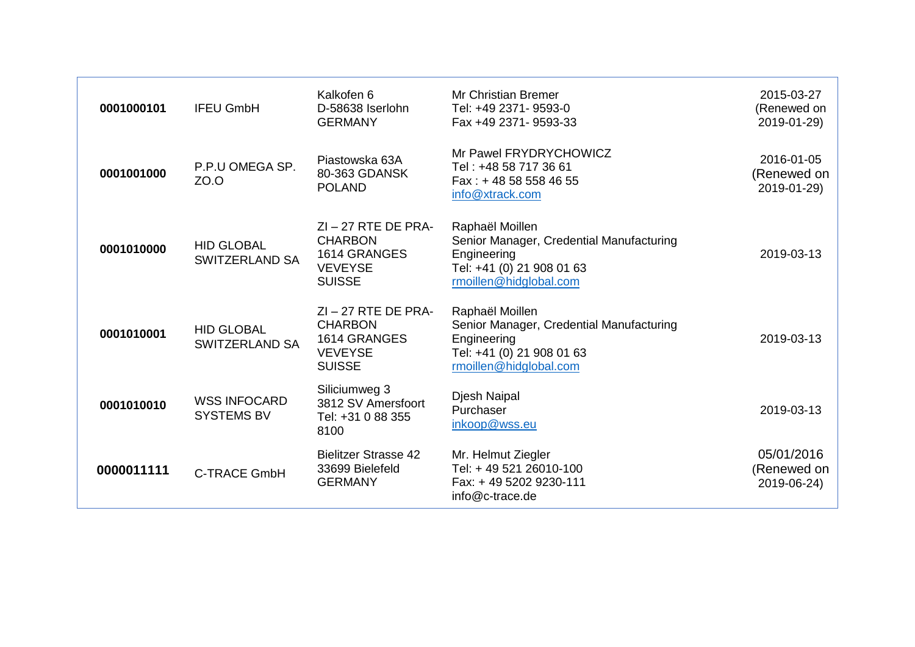| | | | | |
|---|---|---|---|---|
| **0001000101** | IFEU GmbH | Kalkofen 6<br>D-58638 Iserlohn<br>GERMANY | Mr Christian Bremer<br>Tel: +49 2371- 9593-0<br>Fax +49 2371- 9593-33 | 2015-03-27<br>(Renewed on 2019-01-29) |
| **0001001000** | P.P.U OMEGA SP. ZO.O | Piastowska 63A<br>80-363 GDANSK<br>POLAND | Mr Pawel FRYDRYCHOWICZ<br>Tel : +48 58 717 36 61<br>Fax : + 48 58 558 46 55<br>info@xtrack.com | 2016-01-05<br>(Renewed on 2019-01-29) |
| **0001010000** | HID GLOBAL SWITZERLAND SA | ZI – 27 RTE DE PRA-CHARBON<br>1614 GRANGES<br>VEVEYSE<br>SUISSE | Raphaël Moillen<br>Senior Manager, Credential Manufacturing Engineering<br>Tel: +41 (0) 21 908 01 63<br>rmoillen@hidglobal.com | 2019-03-13 |
| **0001010001** | HID GLOBAL SWITZERLAND SA | ZI – 27 RTE DE PRA-CHARBON<br>1614 GRANGES<br>VEVEYSE<br>SUISSE | Raphaël Moillen<br>Senior Manager, Credential Manufacturing Engineering<br>Tel: +41 (0) 21 908 01 63<br>rmoillen@hidglobal.com | 2019-03-13 |
| **0001010010** | WSS INFOCARD SYSTEMS BV | Siliciumweg 3<br>3812 SV Amersfoort<br>Tel: +31 0 88 355 8100 | Djesh Naipal<br>Purchaser<br>inkoop@wss.eu | 2019-03-13 |
| **0000011111** | C-TRACE GmbH | Bielitzer Strasse 42<br>33699 Bielefeld<br>GERMANY | Mr. Helmut Ziegler<br>Tel: + 49 521 26010-100<br>Fax: + 49 5202 9230-111<br>info@c-trace.de | 05/01/2016<br>(Renewed on 2019-06-24) |